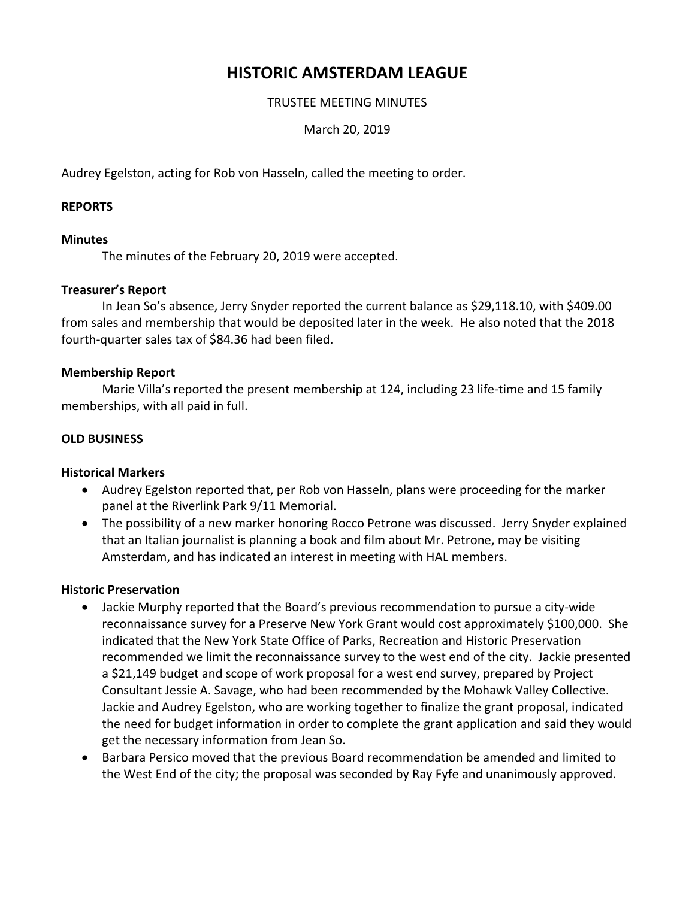# HISTORIC AMSTERDAM LEAGUE

TRUSTEE MEETING MINUTES

March 20, 2019

Audrey Egelston, acting for Rob von Hasseln, called the meeting to order.

**REPORTS**

**Minutes**

The minutes of the February 20, 2019 were accepted.

**Treasurer's Report**

In Jean So's absence, Jerry Snyder reported the current balance as $29,118.10, with $409.00 from sales and membership that would be deposited later in the week. He also noted that the 2018 fourth-quarter sales tax of $84.36 had been filed.

**Membership Report**

Marie Villa's reported the present membership at 124, including 23 life-time and 15 family memberships, with all paid in full.

**OLD BUSINESS**

**Historical Markers**

- Audrey Egelston reported that, per Rob von Hasseln, plans were proceeding for the marker panel at the Riverlink Park 9/11 Memorial.
- The possibility of a new marker honoring Rocco Petrone was discussed. Jerry Snyder explained that an Italian journalist is planning a book and film about Mr. Petrone, may be visiting Amsterdam, and has indicated an interest in meeting with HAL members.

**Historic Preservation**

- Jackie Murphy reported that the Board's previous recommendation to pursue a city-wide reconnaissance survey for a Preserve New York Grant would cost approximately $100,000. She indicated that the New York State Office of Parks, Recreation and Historic Preservation recommended we limit the reconnaissance survey to the west end of the city. Jackie presented a $21,149 budget and scope of work proposal for a west end survey, prepared by Project Consultant Jessie A. Savage, who had been recommended by the Mohawk Valley Collective. Jackie and Audrey Egelston, who are working together to finalize the grant proposal, indicated the need for budget information in order to complete the grant application and said they would get the necessary information from Jean So.
- Barbara Persico moved that the previous Board recommendation be amended and limited to the West End of the city; the proposal was seconded by Ray Fyfe and unanimously approved.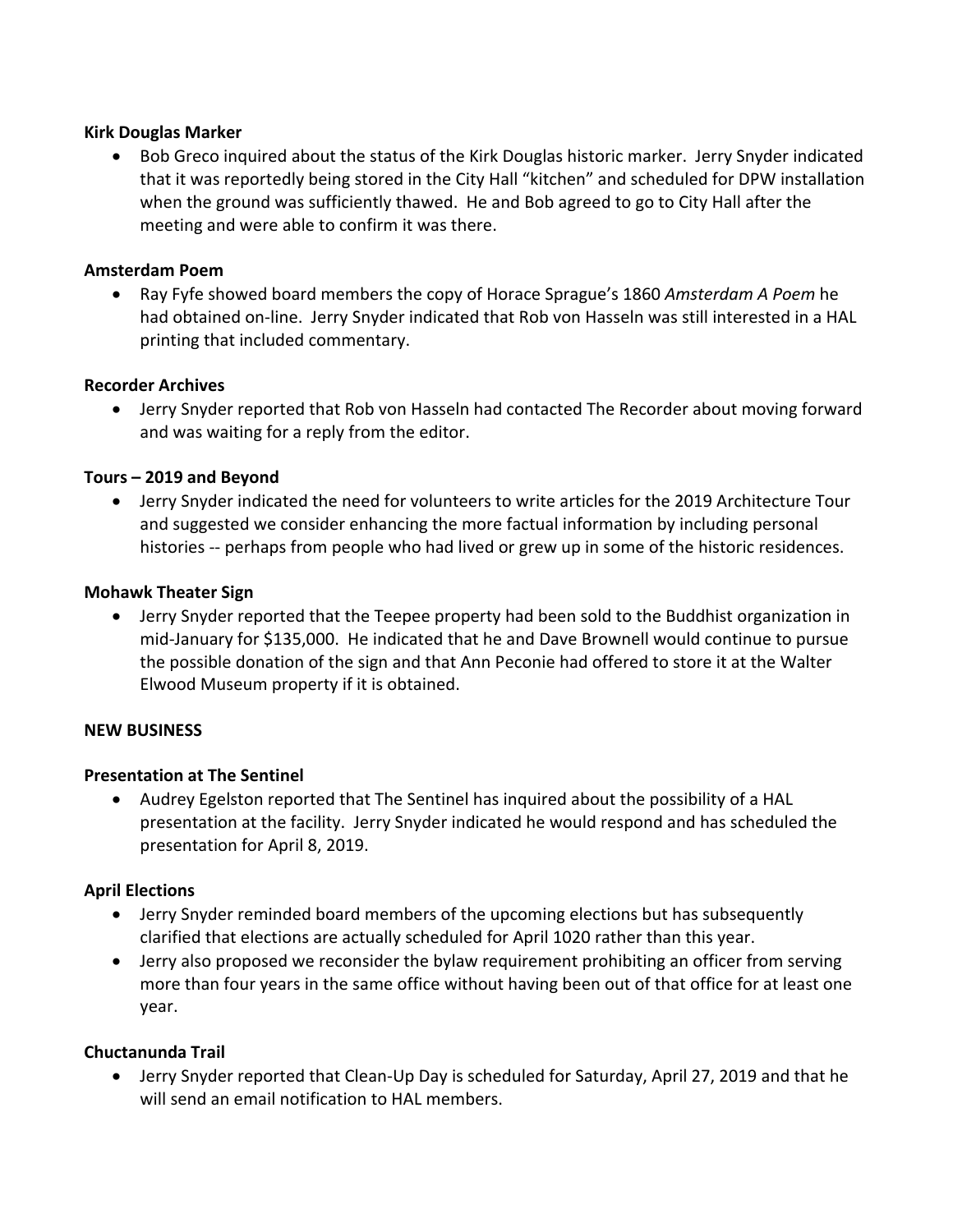**Kirk Douglas Marker**

- Bob Greco inquired about the status of the Kirk Douglas historic marker. Jerry Snyder indicated that it was reportedly being stored in the City Hall "kitchen" and scheduled for DPW installation when the ground was sufficiently thawed. He and Bob agreed to go to City Hall after the meeting and were able to confirm it was there.

**Amsterdam Poem**

- Ray Fyfe showed board members the copy of Horace Sprague's 1860 *Amsterdam A Poem* he had obtained on-line. Jerry Snyder indicated that Rob von Hasseln was still interested in a HAL printing that included commentary.

**Recorder Archives**

- Jerry Snyder reported that Rob von Hasseln had contacted The Recorder about moving forward and was waiting for a reply from the editor.

**Tours – 2019 and Beyond**

- Jerry Snyder indicated the need for volunteers to write articles for the 2019 Architecture Tour and suggested we consider enhancing the more factual information by including personal histories -- perhaps from people who had lived or grew up in some of the historic residences.

**Mohawk Theater Sign**

- Jerry Snyder reported that the Teepee property had been sold to the Buddhist organization in mid-January for $135,000. He indicated that he and Dave Brownell would continue to pursue the possible donation of the sign and that Ann Peconie had offered to store it at the Walter Elwood Museum property if it is obtained.

**NEW BUSINESS**

**Presentation at The Sentinel**

- Audrey Egelston reported that The Sentinel has inquired about the possibility of a HAL presentation at the facility. Jerry Snyder indicated he would respond and has scheduled the presentation for April 8, 2019.

**April Elections**

- Jerry Snyder reminded board members of the upcoming elections but has subsequently clarified that elections are actually scheduled for April 1020 rather than this year.
- Jerry also proposed we reconsider the bylaw requirement prohibiting an officer from serving more than four years in the same office without having been out of that office for at least one year.

**Chuctanunda Trail**

- Jerry Snyder reported that Clean-Up Day is scheduled for Saturday, April 27, 2019 and that he will send an email notification to HAL members.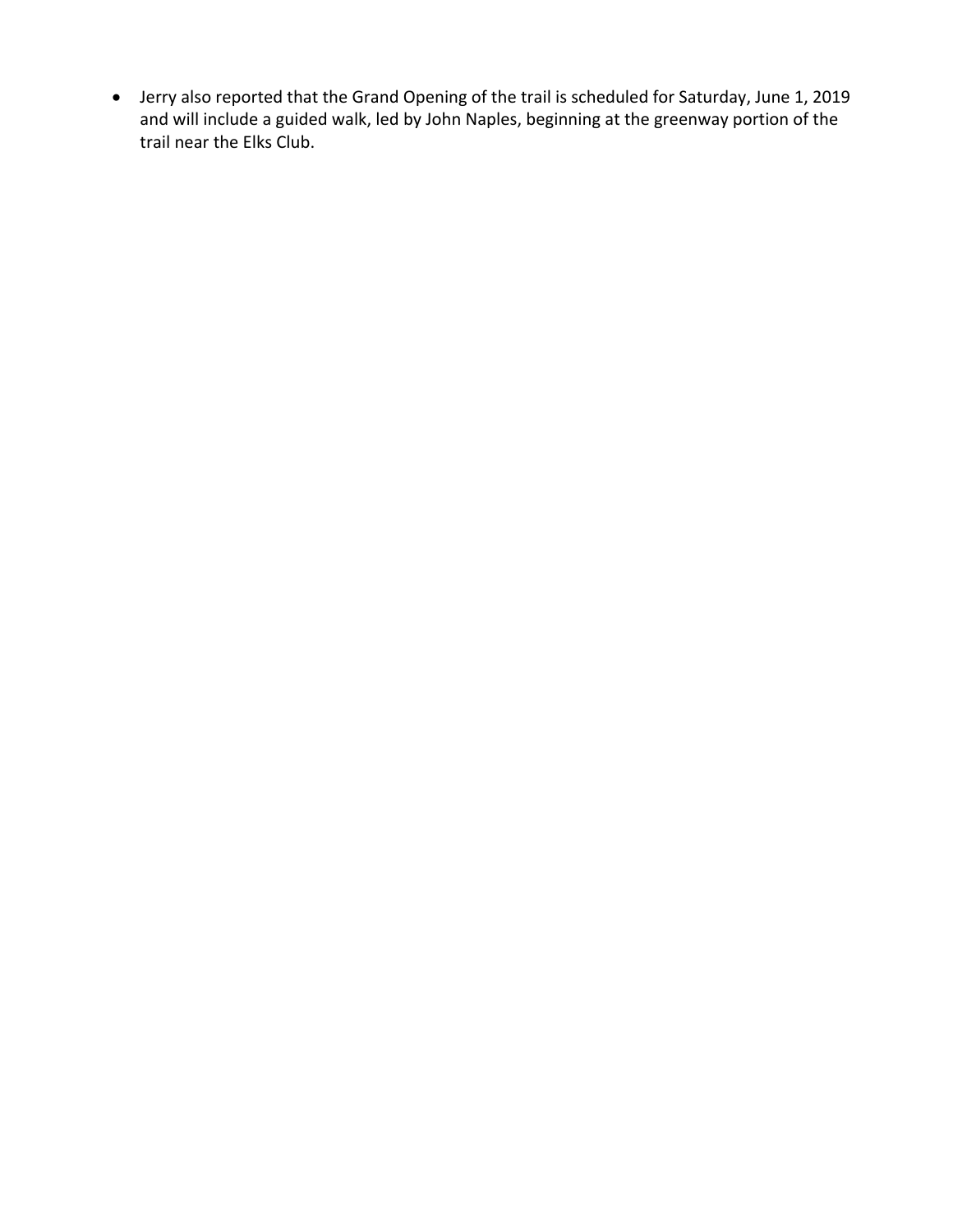- Jerry also reported that the Grand Opening of the trail is scheduled for Saturday, June 1, 2019 and will include a guided walk, led by John Naples, beginning at the greenway portion of the trail near the Elks Club.